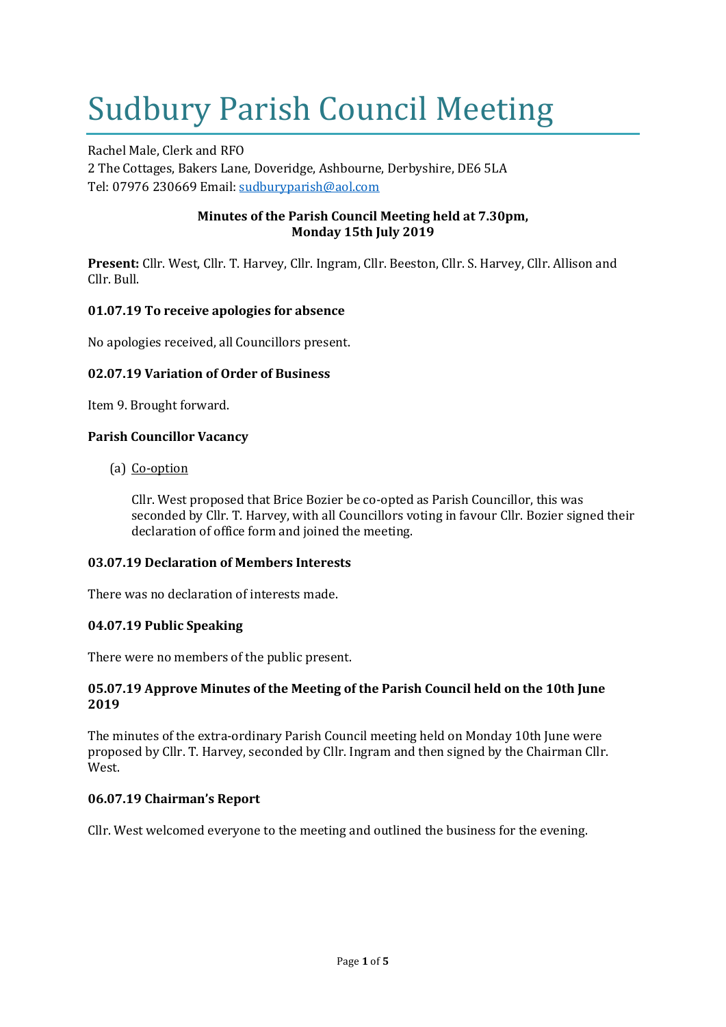# Sudbury Parish Council Meeting

Rachel Male, Clerk and RFO
2 The Cottages, Bakers Lane, Doveridge, Ashbourne, Derbyshire, DE6 5LA
Tel: 07976 230669 Email: sudburyparish@aol.com

**Minutes of the Parish Council Meeting held at 7.30pm,**
**Monday 15th July 2019**

**Present:** Cllr. West, Cllr. T. Harvey, Cllr. Ingram, Cllr. Beeston, Cllr. S. Harvey, Cllr. Allison and Cllr. Bull.

### 01.07.19 To receive apologies for absence

No apologies received, all Councillors present.

### 02.07.19 Variation of Order of Business

Item 9. Brought forward.

### Parish Councillor Vacancy

(a) Co-option

Cllr. West proposed that Brice Bozier be co-opted as Parish Councillor, this was seconded by Cllr. T. Harvey, with all Councillors voting in favour Cllr. Bozier signed their declaration of office form and joined the meeting.

### 03.07.19 Declaration of Members Interests

There was no declaration of interests made.

### 04.07.19 Public Speaking

There were no members of the public present.

### 05.07.19 Approve Minutes of the Meeting of the Parish Council held on the 10th June 2019

The minutes of the extra-ordinary Parish Council meeting held on Monday 10th June were proposed by Cllr. T. Harvey, seconded by Cllr. Ingram and then signed by the Chairman Cllr. West.

### 06.07.19 Chairman's Report

Cllr. West welcomed everyone to the meeting and outlined the business for the evening.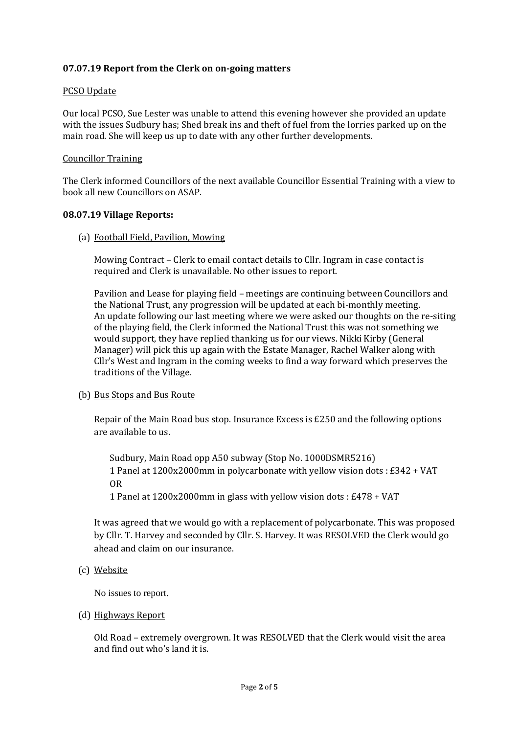**07.07.19 Report from the Clerk on on-going matters**

PCSO Update

Our local PCSO, Sue Lester was unable to attend this evening however she provided an update with the issues Sudbury has; Shed break ins and theft of fuel from the lorries parked up on the main road. She will keep us up to date with any other further developments.

Councillor Training

The Clerk informed Councillors of the next available Councillor Essential Training with a view to book all new Councillors on ASAP.

**08.07.19 Village Reports:**

(a) Football Field, Pavilion, Mowing

Mowing Contract – Clerk to email contact details to Cllr. Ingram in case contact is required and Clerk is unavailable. No other issues to report.

Pavilion and Lease for playing field – meetings are continuing between Councillors and the National Trust, any progression will be updated at each bi-monthly meeting. An update following our last meeting where we were asked our thoughts on the re-siting of the playing field, the Clerk informed the National Trust this was not something we would support, they have replied thanking us for our views. Nikki Kirby (General Manager) will pick this up again with the Estate Manager, Rachel Walker along with Cllr's West and Ingram in the coming weeks to find a way forward which preserves the traditions of the Village.

(b) Bus Stops and Bus Route

Repair of the Main Road bus stop. Insurance Excess is £250 and the following options are available to us.

Sudbury, Main Road opp A50 subway (Stop No. 1000DSMR5216)
1 Panel at 1200x2000mm in polycarbonate with yellow vision dots : £342 + VAT
OR
1 Panel at 1200x2000mm in glass with yellow vision dots : £478 + VAT

It was agreed that we would go with a replacement of polycarbonate. This was proposed by Cllr. T. Harvey and seconded by Cllr. S. Harvey. It was RESOLVED the Clerk would go ahead and claim on our insurance.

(c) Website

No issues to report.

(d) Highways Report

Old Road – extremely overgrown. It was RESOLVED that the Clerk would visit the area and find out who's land it is.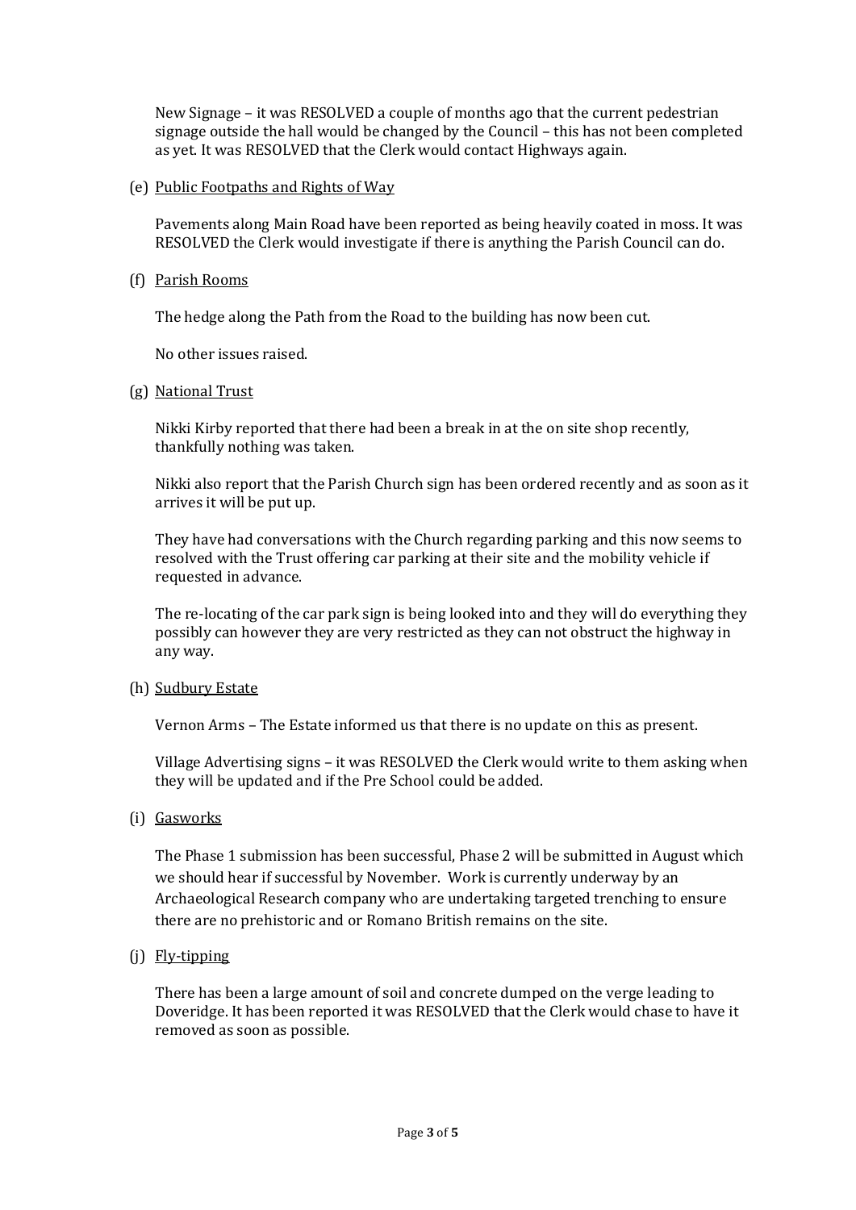New Signage – it was RESOLVED a couple of months ago that the current pedestrian signage outside the hall would be changed by the Council – this has not been completed as yet. It was RESOLVED that the Clerk would contact Highways again.

(e) <u>Public Footpaths and Rights of Way</u>

Pavements along Main Road have been reported as being heavily coated in moss. It was RESOLVED the Clerk would investigate if there is anything the Parish Council can do.

(f) <u>Parish Rooms</u>

The hedge along the Path from the Road to the building has now been cut.

No other issues raised.

(g) <u>National Trust</u>

Nikki Kirby reported that there had been a break in at the on site shop recently, thankfully nothing was taken.

Nikki also report that the Parish Church sign has been ordered recently and as soon as it arrives it will be put up.

They have had conversations with the Church regarding parking and this now seems to resolved with the Trust offering car parking at their site and the mobility vehicle if requested in advance.

The re-locating of the car park sign is being looked into and they will do everything they possibly can however they are very restricted as they can not obstruct the highway in any way.

(h) <u>Sudbury Estate</u>

Vernon Arms – The Estate informed us that there is no update on this as present.

Village Advertising signs – it was RESOLVED the Clerk would write to them asking when they will be updated and if the Pre School could be added.

(i) <u>Gasworks</u>

The Phase 1 submission has been successful, Phase 2 will be submitted in August which we should hear if successful by November. Work is currently underway by an Archaeological Research company who are undertaking targeted trenching to ensure there are no prehistoric and or Romano British remains on the site.

(j) <u>Fly-tipping</u>

There has been a large amount of soil and concrete dumped on the verge leading to Doveridge. It has been reported it was RESOLVED that the Clerk would chase to have it removed as soon as possible.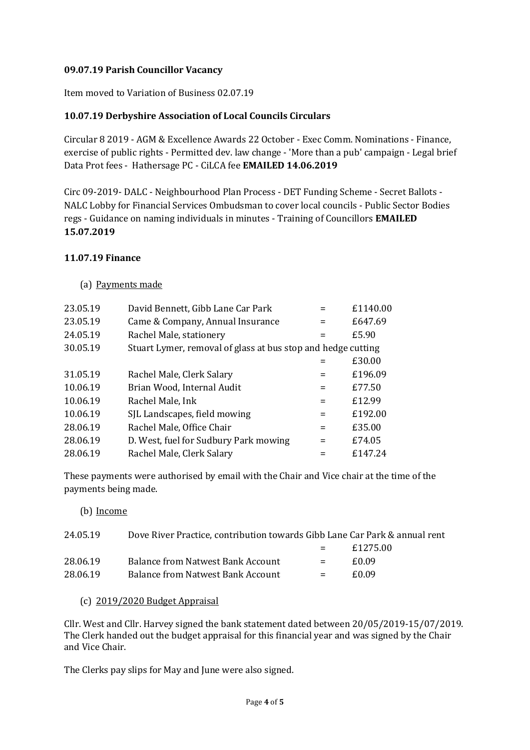**09.07.19 Parish Councillor Vacancy**

Item moved to Variation of Business 02.07.19

**10.07.19 Derbyshire Association of Local Councils Circulars**

Circular 8 2019 - AGM & Excellence Awards 22 October - Exec Comm. Nominations - Finance, exercise of public rights - Permitted dev. law change - 'More than a pub' campaign - Legal brief Data Prot fees - Hathersage PC - CiLCA fee **EMAILED 14.06.2019**

Circ 09-2019- DALC - Neighbourhood Plan Process - DET Funding Scheme - Secret Ballots - NALC Lobby for Financial Services Ombudsman to cover local councils - Public Sector Bodies regs - Guidance on naming individuals in minutes - Training of Councillors **EMAILED 15.07.2019**

**11.07.19 Finance**

(a) Payments made

| | | | |
|---|---|---|---|
| 23.05.19 | David Bennett, Gibb Lane Car Park | = | £1140.00 |
| 23.05.19 | Came & Company, Annual Insurance | = | £647.69 |
| 24.05.19 | Rachel Male, stationery | = | £5.90 |
| 30.05.19 | Stuart Lymer, removal of glass at bus stop and hedge cutting | = | £30.00 |
| 31.05.19 | Rachel Male, Clerk Salary | = | £196.09 |
| 10.06.19 | Brian Wood, Internal Audit | = | £77.50 |
| 10.06.19 | Rachel Male, Ink | = | £12.99 |
| 10.06.19 | SJL Landscapes, field mowing | = | £192.00 |
| 28.06.19 | Rachel Male, Office Chair | = | £35.00 |
| 28.06.19 | D. West, fuel for Sudbury Park mowing | = | £74.05 |
| 28.06.19 | Rachel Male, Clerk Salary | = | £147.24 |

These payments were authorised by email with the Chair and Vice chair at the time of the payments being made.

(b) Income

| | | | |
|---|---|---|---|
| 24.05.19 | Dove River Practice, contribution towards Gibb Lane Car Park & annual rent | = | £1275.00 |
| 28.06.19 | Balance from Natwest Bank Account | = | £0.09 |
| 28.06.19 | Balance from Natwest Bank Account | = | £0.09 |

(c) 2019/2020 Budget Appraisal

Cllr. West and Cllr. Harvey signed the bank statement dated between 20/05/2019-15/07/2019. The Clerk handed out the budget appraisal for this financial year and was signed by the Chair and Vice Chair.

The Clerks pay slips for May and June were also signed.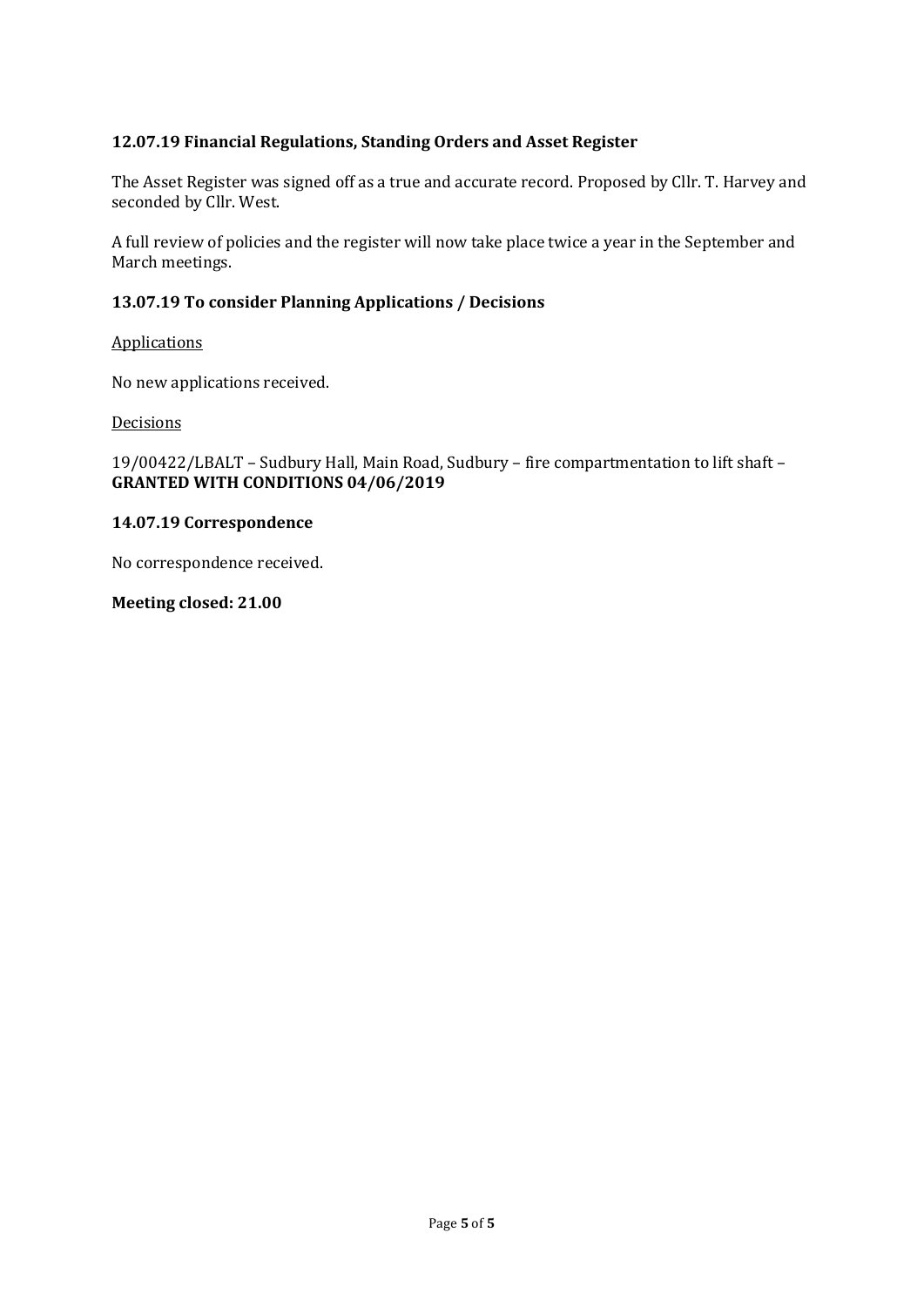### 12.07.19 Financial Regulations, Standing Orders and Asset Register

The Asset Register was signed off as a true and accurate record. Proposed by Cllr. T. Harvey and seconded by Cllr. West.

A full review of policies and the register will now take place twice a year in the September and March meetings.

### 13.07.19 To consider Planning Applications / Decisions

<u>Applications</u>

No new applications received.

<u>Decisions</u>

19/00422/LBALT – Sudbury Hall, Main Road, Sudbury – fire compartmentation to lift shaft – **GRANTED WITH CONDITIONS 04/06/2019**

### 14.07.19 Correspondence

No correspondence received.

**Meeting closed: 21.00**